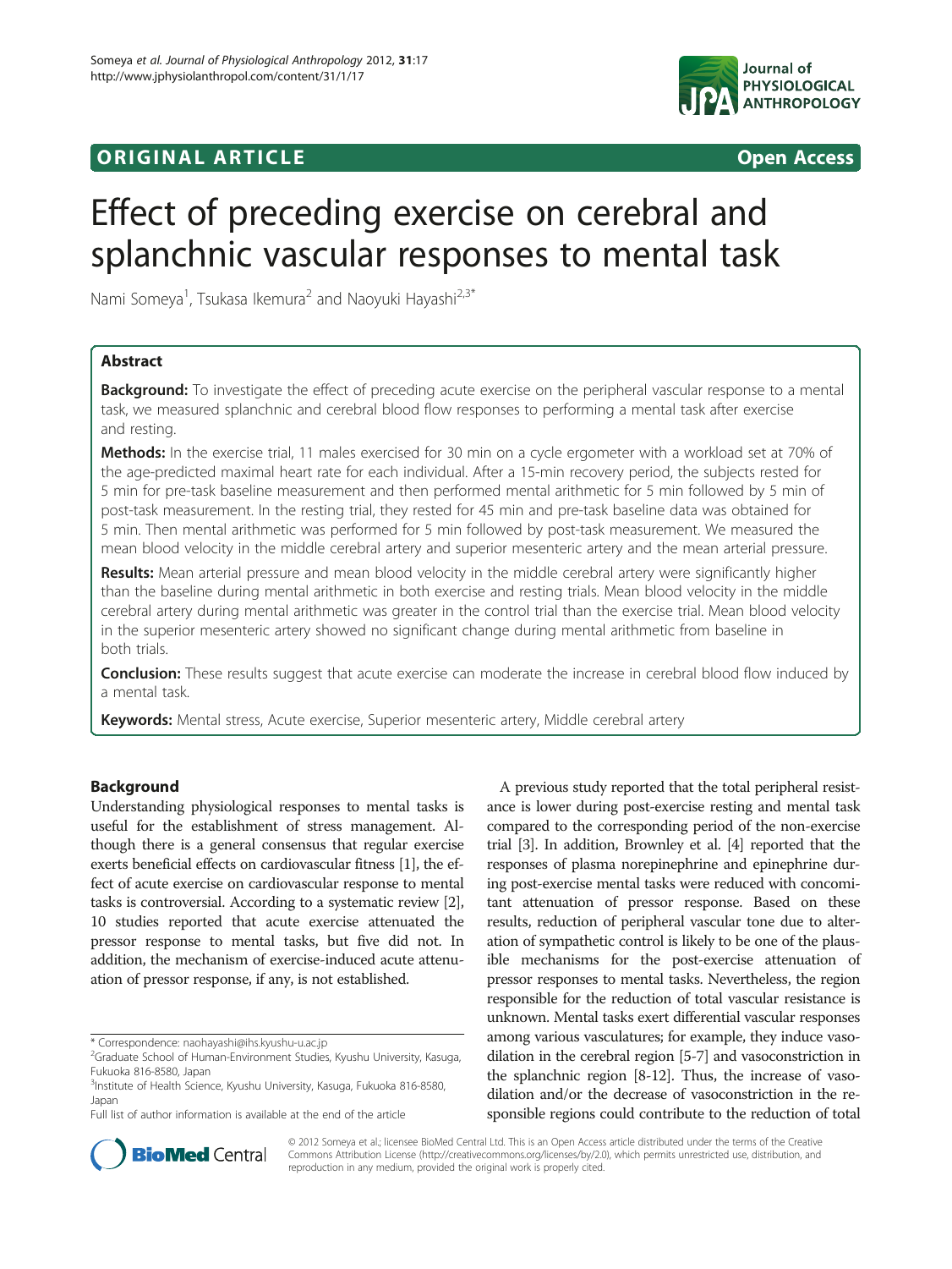**ORIGINAL ARTICLE** **Open Access**

# Effect of preceding exercise on cerebral and splanchnic vascular responses to mental task

Nami Someya[1], Tsukasa Ikemura[2] and Naoyuki Hayashi[2,3*]

## Abstract

**Background:** To investigate the effect of preceding acute exercise on the peripheral vascular response to a mental task, we measured splanchnic and cerebral blood flow responses to performing a mental task after exercise and resting.

**Methods:** In the exercise trial, 11 males exercised for 30 min on a cycle ergometer with a workload set at 70% of the age-predicted maximal heart rate for each individual. After a 15-min recovery period, the subjects rested for 5 min for pre-task baseline measurement and then performed mental arithmetic for 5 min followed by 5 min of post-task measurement. In the resting trial, they rested for 45 min and pre-task baseline data was obtained for 5 min. Then mental arithmetic was performed for 5 min followed by post-task measurement. We measured the mean blood velocity in the middle cerebral artery and superior mesenteric artery and the mean arterial pressure.

**Results:** Mean arterial pressure and mean blood velocity in the middle cerebral artery were significantly higher than the baseline during mental arithmetic in both exercise and resting trials. Mean blood velocity in the middle cerebral artery during mental arithmetic was greater in the control trial than the exercise trial. Mean blood velocity in the superior mesenteric artery showed no significant change during mental arithmetic from baseline in both trials.

**Conclusion:** These results suggest that acute exercise can moderate the increase in cerebral blood flow induced by a mental task.

**Keywords:** Mental stress, Acute exercise, Superior mesenteric artery, Middle cerebral artery

## Background

Understanding physiological responses to mental tasks is useful for the establishment of stress management. Although there is a general consensus that regular exercise exerts beneficial effects on cardiovascular fitness [1], the effect of acute exercise on cardiovascular response to mental tasks is controversial. According to a systematic review [2], 10 studies reported that acute exercise attenuated the pressor response to mental tasks, but five did not. In addition, the mechanism of exercise-induced acute attenuation of pressor response, if any, is not established.

A previous study reported that the total peripheral resistance is lower during post-exercise resting and mental task compared to the corresponding period of the non-exercise trial [3]. In addition, Brownley et al. [4] reported that the responses of plasma norepinephrine and epinephrine during post-exercise mental tasks were reduced with concomitant attenuation of pressor response. Based on these results, reduction of peripheral vascular tone due to alteration of sympathetic control is likely to be one of the plausible mechanisms for the post-exercise attenuation of pressor responses to mental tasks. Nevertheless, the region responsible for the reduction of total vascular resistance is unknown. Mental tasks exert differential vascular responses among various vasculatures; for example, they induce vasodilation in the cerebral region [5-7] and vasoconstriction in the splanchnic region [8-12]. Thus, the increase of vasodilation and/or the decrease of vasoconstriction in the responsible regions could contribute to the reduction of total

\* Correspondence: naohayashi@ihs.kyushu-u.ac.jp
[2]Graduate School of Human-Environment Studies, Kyushu University, Kasuga, Fukuoka 816-8580, Japan
[3]Institute of Health Science, Kyushu University, Kasuga, Fukuoka 816-8580, Japan
Full list of author information is available at the end of the article

© 2012 Someya et al.; licensee BioMed Central Ltd. This is an Open Access article distributed under the terms of the Creative Commons Attribution License (http://creativecommons.org/licenses/by/2.0), which permits unrestricted use, distribution, and reproduction in any medium, provided the original work is properly cited.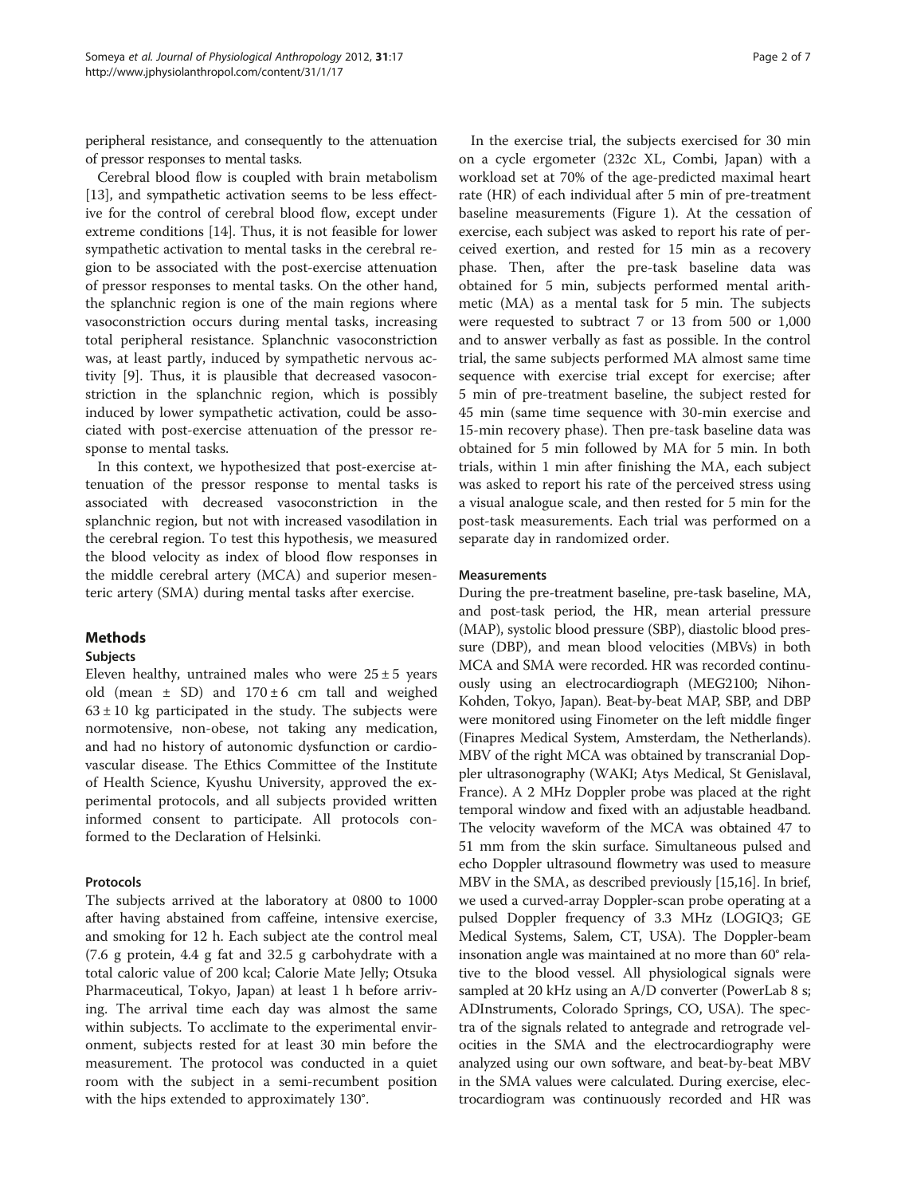peripheral resistance, and consequently to the attenuation of pressor responses to mental tasks.

Cerebral blood flow is coupled with brain metabolism [13], and sympathetic activation seems to be less effective for the control of cerebral blood flow, except under extreme conditions [14]. Thus, it is not feasible for lower sympathetic activation to mental tasks in the cerebral region to be associated with the post-exercise attenuation of pressor responses to mental tasks. On the other hand, the splanchnic region is one of the main regions where vasoconstriction occurs during mental tasks, increasing total peripheral resistance. Splanchnic vasoconstriction was, at least partly, induced by sympathetic nervous activity [9]. Thus, it is plausible that decreased vasoconstriction in the splanchnic region, which is possibly induced by lower sympathetic activation, could be associated with post-exercise attenuation of the pressor response to mental tasks.

In this context, we hypothesized that post-exercise attenuation of the pressor response to mental tasks is associated with decreased vasoconstriction in the splanchnic region, but not with increased vasodilation in the cerebral region. To test this hypothesis, we measured the blood velocity as index of blood flow responses in the middle cerebral artery (MCA) and superior mesenteric artery (SMA) during mental tasks after exercise.

## Methods

### Subjects

Eleven healthy, untrained males who were 25 ± 5 years old (mean ± SD) and 170 ± 6 cm tall and weighed 63 ± 10 kg participated in the study. The subjects were normotensive, non-obese, not taking any medication, and had no history of autonomic dysfunction or cardiovascular disease. The Ethics Committee of the Institute of Health Science, Kyushu University, approved the experimental protocols, and all subjects provided written informed consent to participate. All protocols conformed to the Declaration of Helsinki.

### Protocols

The subjects arrived at the laboratory at 0800 to 1000 after having abstained from caffeine, intensive exercise, and smoking for 12 h. Each subject ate the control meal (7.6 g protein, 4.4 g fat and 32.5 g carbohydrate with a total caloric value of 200 kcal; Calorie Mate Jelly; Otsuka Pharmaceutical, Tokyo, Japan) at least 1 h before arriving. The arrival time each day was almost the same within subjects. To acclimate to the experimental environment, subjects rested for at least 30 min before the measurement. The protocol was conducted in a quiet room with the subject in a semi-recumbent position with the hips extended to approximately 130°.

In the exercise trial, the subjects exercised for 30 min on a cycle ergometer (232c XL, Combi, Japan) with a workload set at 70% of the age-predicted maximal heart rate (HR) of each individual after 5 min of pre-treatment baseline measurements (Figure 1). At the cessation of exercise, each subject was asked to report his rate of perceived exertion, and rested for 15 min as a recovery phase. Then, after the pre-task baseline data was obtained for 5 min, subjects performed mental arithmetic (MA) as a mental task for 5 min. The subjects were requested to subtract 7 or 13 from 500 or 1,000 and to answer verbally as fast as possible. In the control trial, the same subjects performed MA almost same time sequence with exercise trial except for exercise; after 5 min of pre-treatment baseline, the subject rested for 45 min (same time sequence with 30-min exercise and 15-min recovery phase). Then pre-task baseline data was obtained for 5 min followed by MA for 5 min. In both trials, within 1 min after finishing the MA, each subject was asked to report his rate of the perceived stress using a visual analogue scale, and then rested for 5 min for the post-task measurements. Each trial was performed on a separate day in randomized order.

### Measurements

During the pre-treatment baseline, pre-task baseline, MA, and post-task period, the HR, mean arterial pressure (MAP), systolic blood pressure (SBP), diastolic blood pressure (DBP), and mean blood velocities (MBVs) in both MCA and SMA were recorded. HR was recorded continuously using an electrocardiograph (MEG2100; Nihon-Kohden, Tokyo, Japan). Beat-by-beat MAP, SBP, and DBP were monitored using Finometer on the left middle finger (Finapres Medical System, Amsterdam, the Netherlands). MBV of the right MCA was obtained by transcranial Doppler ultrasonography (WAKI; Atys Medical, St Genislaval, France). A 2 MHz Doppler probe was placed at the right temporal window and fixed with an adjustable headband. The velocity waveform of the MCA was obtained 47 to 51 mm from the skin surface. Simultaneous pulsed and echo Doppler ultrasound flowmetry was used to measure MBV in the SMA, as described previously [15,16]. In brief, we used a curved-array Doppler-scan probe operating at a pulsed Doppler frequency of 3.3 MHz (LOGIQ3; GE Medical Systems, Salem, CT, USA). The Doppler-beam insonation angle was maintained at no more than 60° relative to the blood vessel. All physiological signals were sampled at 20 kHz using an A/D converter (PowerLab 8 s; ADInstruments, Colorado Springs, CO, USA). The spectra of the signals related to antegrade and retrograde velocities in the SMA and the electrocardiography were analyzed using our own software, and beat-by-beat MBV in the SMA values were calculated. During exercise, electrocardiogram was continuously recorded and HR was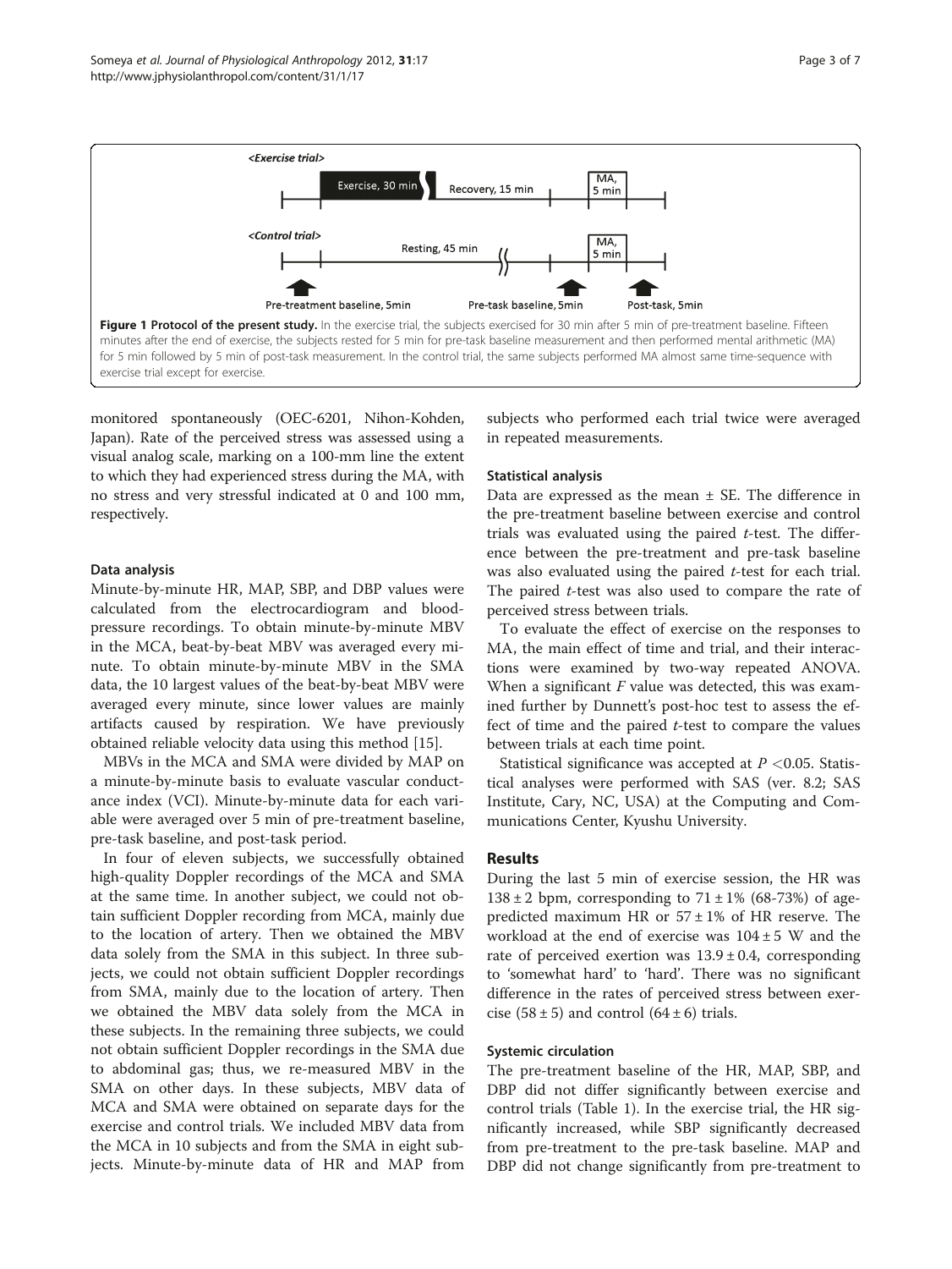**Figure 1 Protocol of the present study.** In the exercise trial, the subjects exercised for 30 min after 5 min of pre-treatment baseline. Fifteen minutes after the end of exercise, the subjects rested for 5 min for pre-task baseline measurement and then performed mental arithmetic (MA) for 5 min followed by 5 min of post-task measurement. In the control trial, the same subjects performed MA almost same time-sequence with exercise trial except for exercise.

monitored spontaneously (OEC-6201, Nihon-Kohden, Japan). Rate of the perceived stress was assessed using a visual analog scale, marking on a 100-mm line the extent to which they had experienced stress during the MA, with no stress and very stressful indicated at 0 and 100 mm, respectively.

### Data analysis

Minute-by-minute HR, MAP, SBP, and DBP values were calculated from the electrocardiogram and blood-pressure recordings. To obtain minute-by-minute MBV in the MCA, beat-by-beat MBV was averaged every minute. To obtain minute-by-minute MBV in the SMA data, the 10 largest values of the beat-by-beat MBV were averaged every minute, since lower values are mainly artifacts caused by respiration. We have previously obtained reliable velocity data using this method [15].

MBVs in the MCA and SMA were divided by MAP on a minute-by-minute basis to evaluate vascular conductance index (VCI). Minute-by-minute data for each variable were averaged over 5 min of pre-treatment baseline, pre-task baseline, and post-task period.

In four of eleven subjects, we successfully obtained high-quality Doppler recordings of the MCA and SMA at the same time. In another subject, we could not obtain sufficient Doppler recording from MCA, mainly due to the location of artery. Then we obtained the MBV data solely from the SMA in this subject. In three subjects, we could not obtain sufficient Doppler recordings from SMA, mainly due to the location of artery. Then we obtained the MBV data solely from the MCA in these subjects. In the remaining three subjects, we could not obtain sufficient Doppler recordings in the SMA due to abdominal gas; thus, we re-measured MBV in the SMA on other days. In these subjects, MBV data of MCA and SMA were obtained on separate days for the exercise and control trials. We included MBV data from the MCA in 10 subjects and from the SMA in eight subjects. Minute-by-minute data of HR and MAP from subjects who performed each trial twice were averaged in repeated measurements.

### Statistical analysis

Data are expressed as the mean ± SE. The difference in the pre-treatment baseline between exercise and control trials was evaluated using the paired *t*-test. The difference between the pre-treatment and pre-task baseline was also evaluated using the paired *t*-test for each trial. The paired *t*-test was also used to compare the rate of perceived stress between trials.

To evaluate the effect of exercise on the responses to MA, the main effect of time and trial, and their interactions were examined by two-way repeated ANOVA. When a significant *F* value was detected, this was examined further by Dunnett's post-hoc test to assess the effect of time and the paired *t*-test to compare the values between trials at each time point.

Statistical significance was accepted at $P < 0.05$. Statistical analyses were performed with SAS (ver. 8.2; SAS Institute, Cary, NC, USA) at the Computing and Communications Center, Kyushu University.

## Results

During the last 5 min of exercise session, the HR was 138 ± 2 bpm, corresponding to 71 ± 1% (68-73%) of age-predicted maximum HR or 57 ± 1% of HR reserve. The workload at the end of exercise was 104 ± 5 W and the rate of perceived exertion was 13.9 ± 0.4, corresponding to 'somewhat hard' to 'hard'. There was no significant difference in the rates of perceived stress between exercise (58 ± 5) and control (64 ± 6) trials.

### Systemic circulation

The pre-treatment baseline of the HR, MAP, SBP, and DBP did not differ significantly between exercise and control trials (Table 1). In the exercise trial, the HR significantly increased, while SBP significantly decreased from pre-treatment to the pre-task baseline. MAP and DBP did not change significantly from pre-treatment to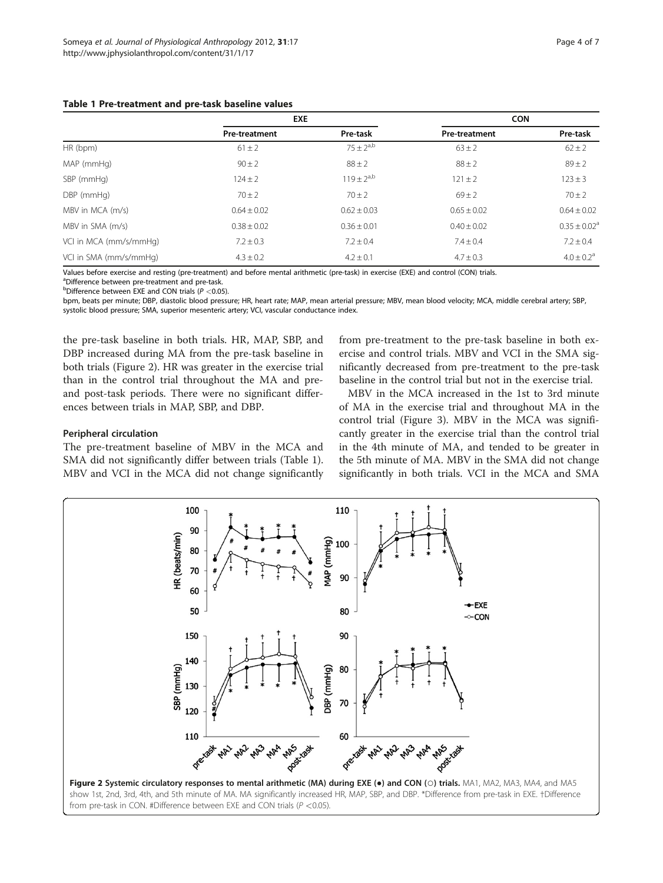**Table 1 Pre-treatment and pre-task baseline values**

| | EXE | | CON | |
|---|---|---|---|---|
| | Pre-treatment | Pre-task | Pre-treatment | Pre-task |
| HR (bpm) | 61 ± 2 | 75 ± 2[a,b] | 63 ± 2 | 62 ± 2 |
| MAP (mmHg) | 90 ± 2 | 88 ± 2 | 88 ± 2 | 89 ± 2 |
| SBP (mmHg) | 124 ± 2 | 119 ± 2[a,b] | 121 ± 2 | 123 ± 3 |
| DBP (mmHg) | 70 ± 2 | 70 ± 2 | 69 ± 2 | 70 ± 2 |
| MBV in MCA (m/s) | 0.64 ± 0.02 | 0.62 ± 0.03 | 0.65 ± 0.02 | 0.64 ± 0.02 |
| MBV in SMA (m/s) | 0.38 ± 0.02 | 0.36 ± 0.01 | 0.40 ± 0.02 | 0.35 ± 0.02[a] |
| VCI in MCA (mm/s/mmHg) | 7.2 ± 0.3 | 7.2 ± 0.4 | 7.4 ± 0.4 | 7.2 ± 0.4 |
| VCI in SMA (mm/s/mmHg) | 4.3 ± 0.2 | 4.2 ± 0.1 | 4.7 ± 0.3 | 4.0 ± 0.2[a] |

Values before exercise and resting (pre-treatment) and before mental arithmetic (pre-task) in exercise (EXE) and control (CON) trials.
[a]Difference between pre-treatment and pre-task.
[b]Difference between EXE and CON trials ($P < 0.05$).
bpm, beats per minute; DBP, diastolic blood pressure; HR, heart rate; MAP, mean arterial pressure; MBV, mean blood velocity; MCA, middle cerebral artery; SBP, systolic blood pressure; SMA, superior mesenteric artery; VCI, vascular conductance index.

the pre-task baseline in both trials. HR, MAP, SBP, and DBP increased during MA from the pre-task baseline in both trials (Figure 2). HR was greater in the exercise trial than in the control trial throughout the MA and pre- and post-task periods. There were no significant differences between trials in MAP, SBP, and DBP.

### Peripheral circulation

The pre-treatment baseline of MBV in the MCA and SMA did not significantly differ between trials (Table 1). MBV and VCI in the MCA did not change significantly from pre-treatment to the pre-task baseline in both exercise and control trials. MBV and VCI in the SMA significantly decreased from pre-treatment to the pre-task baseline in the control trial but not in the exercise trial.

MBV in the MCA increased in the 1st to 3rd minute of MA in the exercise trial and throughout MA in the control trial (Figure 3). MBV in the MCA was significantly greater in the exercise trial than the control trial in the 4th minute of MA, and tended to be greater in the 5th minute of MA. MBV in the SMA did not change significantly in both trials. VCI in the MCA and SMA

**Figure 2 Systemic circulatory responses to mental arithmetic (MA) during EXE (●) and CON (○) trials.** MA1, MA2, MA3, MA4, and MA5 show 1st, 2nd, 3rd, 4th, and 5th minute of MA. MA significantly increased HR, MAP, SBP, and DBP. *Difference from pre-task in EXE. †Difference from pre-task in CON. #Difference between EXE and CON trials ($P < 0.05$).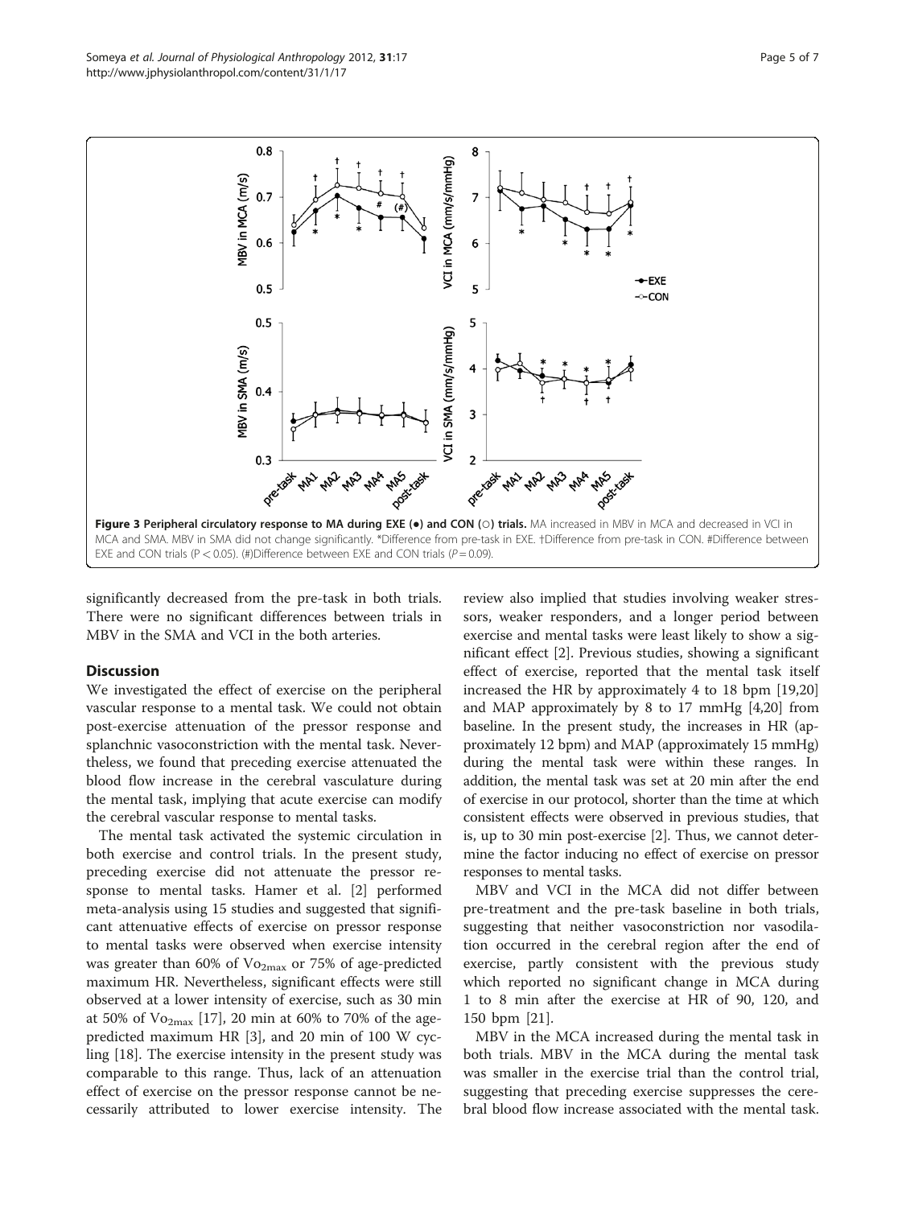Figure 3 Peripheral circulatory response to MA during EXE (●) and CON (○) trials. MA increased in MBV in MCA and decreased in VCI in MCA and SMA. MBV in SMA did not change significantly. *Difference from pre-task in EXE. †Difference from pre-task in CON. #Difference between EXE and CON trials ($P < 0.05$). (#)Difference between EXE and CON trials ($P = 0.09$).

significantly decreased from the pre-task in both trials. There were no significant differences between trials in MBV in the SMA and VCI in the both arteries.

## Discussion

We investigated the effect of exercise on the peripheral vascular response to a mental task. We could not obtain post-exercise attenuation of the pressor response and splanchnic vasoconstriction with the mental task. Nevertheless, we found that preceding exercise attenuated the blood flow increase in the cerebral vasculature during the mental task, implying that acute exercise can modify the cerebral vascular response to mental tasks.

The mental task activated the systemic circulation in both exercise and control trials. In the present study, preceding exercise did not attenuate the pressor response to mental tasks. Hamer et al. [2] performed meta-analysis using 15 studies and suggested that significant attenuative effects of exercise on pressor response to mental tasks were observed when exercise intensity was greater than 60% of $\dot{V}o_{2max}$ or 75% of age-predicted maximum HR. Nevertheless, significant effects were still observed at a lower intensity of exercise, such as 30 min at 50% of $\dot{V}o_{2max}$ [17], 20 min at 60% to 70% of the age-predicted maximum HR [3], and 20 min of 100 W cycling [18]. The exercise intensity in the present study was comparable to this range. Thus, lack of an attenuation effect of exercise on the pressor response cannot be necessarily attributed to lower exercise intensity. The review also implied that studies involving weaker stressors, weaker responders, and a longer period between exercise and mental tasks were least likely to show a significant effect [2]. Previous studies, showing a significant effect of exercise, reported that the mental task itself increased the HR by approximately 4 to 18 bpm [19,20] and MAP approximately by 8 to 17 mmHg [4,20] from baseline. In the present study, the increases in HR (approximately 12 bpm) and MAP (approximately 15 mmHg) during the mental task were within these ranges. In addition, the mental task was set at 20 min after the end of exercise in our protocol, shorter than the time at which consistent effects were observed in previous studies, that is, up to 30 min post-exercise [2]. Thus, we cannot determine the factor inducing no effect of exercise on pressor responses to mental tasks.

MBV and VCI in the MCA did not differ between pre-treatment and the pre-task baseline in both trials, suggesting that neither vasoconstriction nor vasodilation occurred in the cerebral region after the end of exercise, partly consistent with the previous study which reported no significant change in MCA during 1 to 8 min after the exercise at HR of 90, 120, and 150 bpm [21].

MBV in the MCA increased during the mental task in both trials. MBV in the MCA during the mental task was smaller in the exercise trial than the control trial, suggesting that preceding exercise suppresses the cerebral blood flow increase associated with the mental task.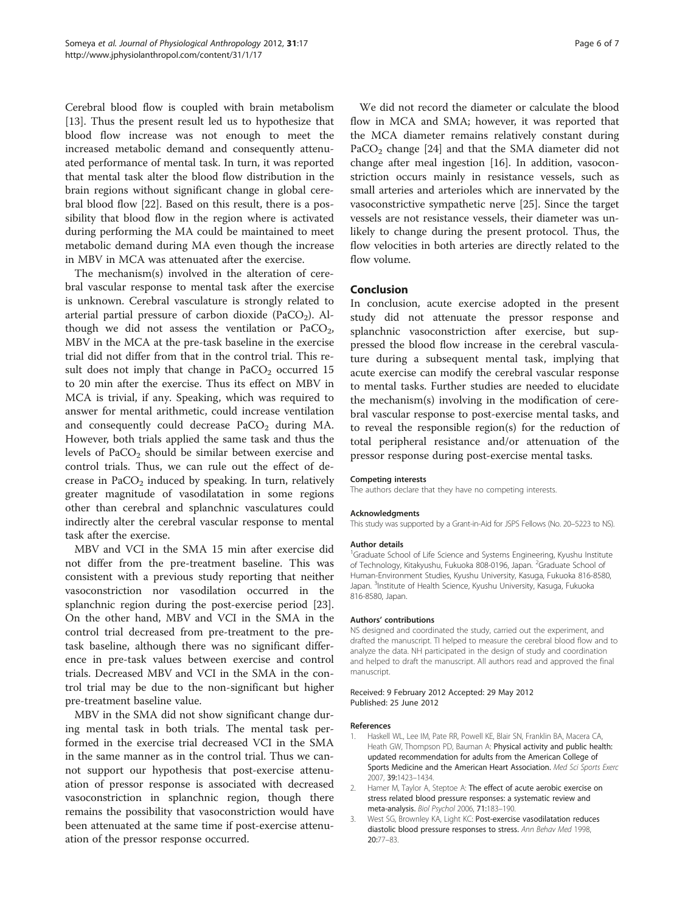Cerebral blood flow is coupled with brain metabolism [13]. Thus the present result led us to hypothesize that blood flow increase was not enough to meet the increased metabolic demand and consequently attenuated performance of mental task. In turn, it was reported that mental task alter the blood flow distribution in the brain regions without significant change in global cerebral blood flow [22]. Based on this result, there is a possibility that blood flow in the region where is activated during performing the MA could be maintained to meet metabolic demand during MA even though the increase in MBV in MCA was attenuated after the exercise.

The mechanism(s) involved in the alteration of cerebral vascular response to mental task after the exercise is unknown. Cerebral vasculature is strongly related to arterial partial pressure of carbon dioxide ($PaCO_2$). Although we did not assess the ventilation or $PaCO_2$, MBV in the MCA at the pre-task baseline in the exercise trial did not differ from that in the control trial. This result does not imply that change in $PaCO_2$ occurred 15 to 20 min after the exercise. Thus its effect on MBV in MCA is trivial, if any. Speaking, which was required to answer for mental arithmetic, could increase ventilation and consequently could decrease $PaCO_2$ during MA. However, both trials applied the same task and thus the levels of $PaCO_2$ should be similar between exercise and control trials. Thus, we can rule out the effect of decrease in $PaCO_2$ induced by speaking. In turn, relatively greater magnitude of vasodilatation in some regions other than cerebral and splanchnic vasculatures could indirectly alter the cerebral vascular response to mental task after the exercise.

MBV and VCI in the SMA 15 min after exercise did not differ from the pre-treatment baseline. This was consistent with a previous study reporting that neither vasoconstriction nor vasodilation occurred in the splanchnic region during the post-exercise period [23]. On the other hand, MBV and VCI in the SMA in the control trial decreased from pre-treatment to the pre-task baseline, although there was no significant difference in pre-task values between exercise and control trials. Decreased MBV and VCI in the SMA in the control trial may be due to the non-significant but higher pre-treatment baseline value.

MBV in the SMA did not show significant change during mental task in both trials. The mental task performed in the exercise trial decreased VCI in the SMA in the same manner as in the control trial. Thus we cannot support our hypothesis that post-exercise attenuation of pressor response is associated with decreased vasoconstriction in splanchnic region, though there remains the possibility that vasoconstriction would have been attenuated at the same time if post-exercise attenuation of the pressor response occurred.

We did not record the diameter or calculate the blood flow in MCA and SMA; however, it was reported that the MCA diameter remains relatively constant during $PaCO_2$ change [24] and that the SMA diameter did not change after meal ingestion [16]. In addition, vasoconstriction occurs mainly in resistance vessels, such as small arteries and arterioles which are innervated by the vasoconstrictive sympathetic nerve [25]. Since the target vessels are not resistance vessels, their diameter was unlikely to change during the present protocol. Thus, the flow velocities in both arteries are directly related to the flow volume.

## Conclusion

In conclusion, acute exercise adopted in the present study did not attenuate the pressor response and splanchnic vasoconstriction after exercise, but suppressed the blood flow increase in the cerebral vasculature during a subsequent mental task, implying that acute exercise can modify the cerebral vascular response to mental tasks. Further studies are needed to elucidate the mechanism(s) involving in the modification of cerebral vascular response to post-exercise mental tasks, and to reveal the responsible region(s) for the reduction of total peripheral resistance and/or attenuation of the pressor response during post-exercise mental tasks.

#### Competing interests

The authors declare that they have no competing interests.

#### Acknowledgments

This study was supported by a Grant-in-Aid for JSPS Fellows (No. 20–5223 to NS).

#### Author details

[1]Graduate School of Life Science and Systems Engineering, Kyushu Institute of Technology, Kitakyushu, Fukuoka 808-0196, Japan. [2]Graduate School of Human-Environment Studies, Kyushu University, Kasuga, Fukuoka 816-8580, Japan. [3]Institute of Health Science, Kyushu University, Kasuga, Fukuoka 816-8580, Japan.

#### Authors' contributions

NS designed and coordinated the study, carried out the experiment, and drafted the manuscript. TI helped to measure the cerebral blood flow and to analyze the data. NH participated in the design of study and coordination and helped to draft the manuscript. All authors read and approved the final manuscript.

Received: 9 February 2012 Accepted: 29 May 2012
Published: 25 June 2012

#### References

1. Haskell WL, Lee IM, Pate RR, Powell KE, Blair SN, Franklin BA, Macera CA, Heath GW, Thompson PD, Bauman A: **Physical activity and public health: updated recommendation for adults from the American College of Sports Medicine and the American Heart Association.** *Med Sci Sports Exerc* 2007, **39**:1423–1434.
2. Hamer M, Taylor A, Steptoe A: **The effect of acute aerobic exercise on stress related blood pressure responses: a systematic review and meta-analysis.** *Biol Psychol* 2006, **71**:183–190.
3. West SG, Brownley KA, Light KC: **Post-exercise vasodilatation reduces diastolic blood pressure responses to stress.** *Ann Behav Med* 1998, **20**:77–83.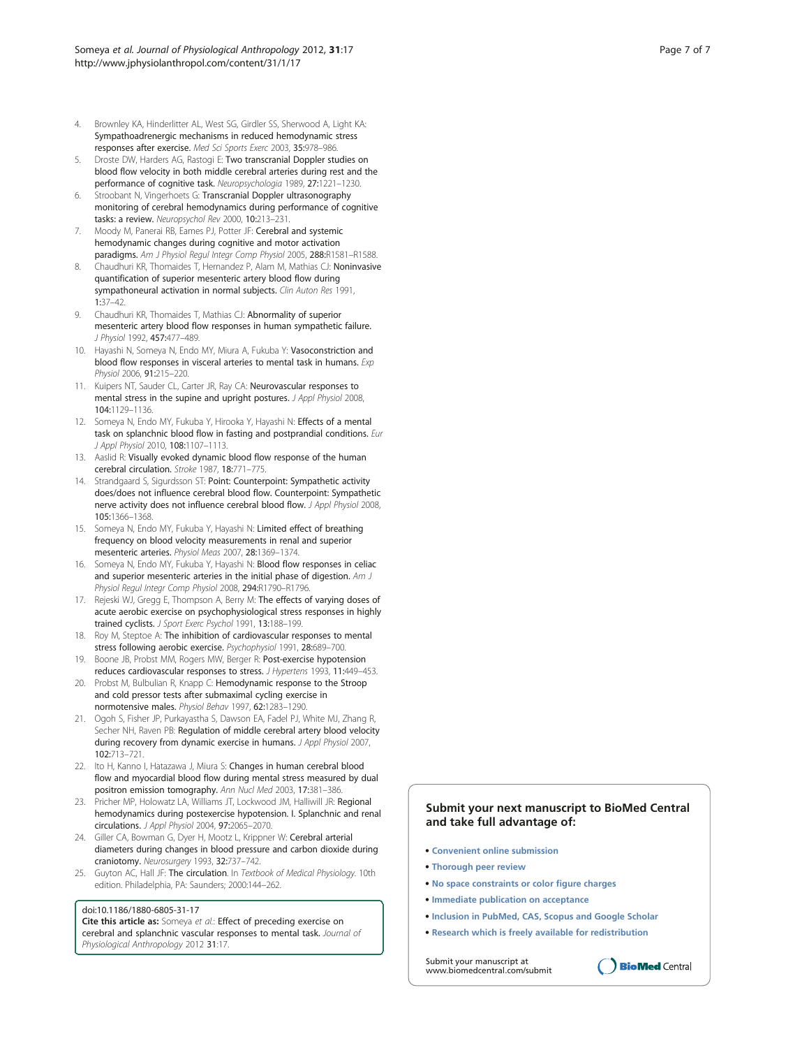4. Brownley KA, Hinderlitter AL, West SG, Girdler SS, Sherwood A, Light KA: Sympathoadrenergic mechanisms in reduced hemodynamic stress responses after exercise. *Med Sci Sports Exerc* 2003, **35**:978–986.
5. Droste DW, Harders AG, Rastogi E: Two transcranial Doppler studies on blood flow velocity in both middle cerebral arteries during rest and the performance of cognitive task. *Neuropsychologia* 1989, **27**:1221–1230.
6. Stroobant N, Vingerhoets G: Transcranial Doppler ultrasonography monitoring of cerebral hemodynamics during performance of cognitive tasks: a review. *Neuropsychol Rev* 2000, **10**:213–231.
7. Moody M, Panerai RB, Eames PJ, Potter JF: Cerebral and systemic hemodynamic changes during cognitive and motor activation paradigms. *Am J Physiol Regul Integr Comp Physiol* 2005, **288**:R1581–R1588.
8. Chaudhuri KR, Thomaides T, Hernandez P, Alam M, Mathias CJ: Noninvasive quantification of superior mesenteric artery blood flow during sympathoneural activation in normal subjects. *Clin Auton Res* 1991, **1**:37–42.
9. Chaudhuri KR, Thomaides T, Mathias CJ: Abnormality of superior mesenteric artery blood flow responses in human sympathetic failure. *J Physiol* 1992, **457**:477–489.
10. Hayashi N, Someya N, Endo MY, Miura A, Fukuba Y: Vasoconstriction and blood flow responses in visceral arteries to mental task in humans. *Exp Physiol* 2006, **91**:215–220.
11. Kuipers NT, Sauder CL, Carter JR, Ray CA: Neurovascular responses to mental stress in the supine and upright postures. *J Appl Physiol* 2008, **104**:1129–1136.
12. Someya N, Endo MY, Fukuba Y, Hirooka Y, Hayashi N: Effects of a mental task on splanchnic blood flow in fasting and postprandial conditions. *Eur J Appl Physiol* 2010, **108**:1107–1113.
13. Aaslid R: Visually evoked dynamic blood flow response of the human cerebral circulation. *Stroke* 1987, **18**:771–775.
14. Strandgaard S, Sigurdsson ST: Point: Counterpoint: Sympathetic activity does/does not influence cerebral blood flow. Counterpoint: Sympathetic nerve activity does not influence cerebral blood flow. *J Appl Physiol* 2008, **105**:1366–1368.
15. Someya N, Endo MY, Fukuba Y, Hayashi N: Limited effect of breathing frequency on blood velocity measurements in renal and superior mesenteric arteries. *Physiol Meas* 2007, **28**:1369–1374.
16. Someya N, Endo MY, Fukuba Y, Hayashi N: Blood flow responses in celiac and superior mesenteric arteries in the initial phase of digestion. *Am J Physiol Regul Integr Comp Physiol* 2008, **294**:R1790–R1796.
17. Rejeski WJ, Gregg E, Thompson A, Berry M: The effects of varying doses of acute aerobic exercise on psychophysiological stress responses in highly trained cyclists. *J Sport Exerc Psychol* 1991, **13**:188–199.
18. Roy M, Steptoe A: The inhibition of cardiovascular responses to mental stress following aerobic exercise. *Psychophysiol* 1991, **28**:689–700.
19. Boone JB, Probst MM, Rogers MW, Berger R: Post-exercise hypotension reduces cardiovascular responses to stress. *J Hypertens* 1993, **11**:449–453.
20. Probst M, Bulbulian R, Knapp C: Hemodynamic response to the Stroop and cold pressor tests after submaximal cycling exercise in normotensive males. *Physiol Behav* 1997, **62**:1283–1290.
21. Ogoh S, Fisher JP, Purkayastha S, Dawson EA, Fadel PJ, White MJ, Zhang R, Secher NH, Raven PB: Regulation of middle cerebral artery blood velocity during recovery from dynamic exercise in humans. *J Appl Physiol* 2007, **102**:713–721.
22. Ito H, Kanno I, Hatazawa J, Miura S: Changes in human cerebral blood flow and myocardial blood flow during mental stress measured by dual positron emission tomography. *Ann Nucl Med* 2003, **17**:381–386.
23. Pricher MP, Holowatz LA, Williams JT, Lockwood JM, Halliwill JR: Regional hemodynamics during postexercise hypotension. I. Splanchnic and renal circulations. *J Appl Physiol* 2004, **97**:2065–2070.
24. Giller CA, Bowman G, Dyer H, Mootz L, Krippner W: Cerebral arterial diameters during changes in blood pressure and carbon dioxide during craniotomy. *Neurosurgery* 1993, **32**:737–742.
25. Guyton AC, Hall JF: The circulation. In *Textbook of Medical Physiology*. 10th edition. Philadelphia, PA: Saunders; 2000:144–262.

doi:10.1186/1880-6805-31-17

**Cite this article as:** Someya *et al.*: Effect of preceding exercise on cerebral and splanchnic vascular responses to mental task. *Journal of Physiological Anthropology* 2012 **31**:17.

**Submit your next manuscript to BioMed Central and take full advantage of:**

- **Convenient online submission**
- **Thorough peer review**
- **No space constraints or color figure charges**
- **Immediate publication on acceptance**
- **Inclusion in PubMed, CAS, Scopus and Google Scholar**
- **Research which is freely available for redistribution**

Submit your manuscript at www.biomedcentral.com/submit

BioMed Central